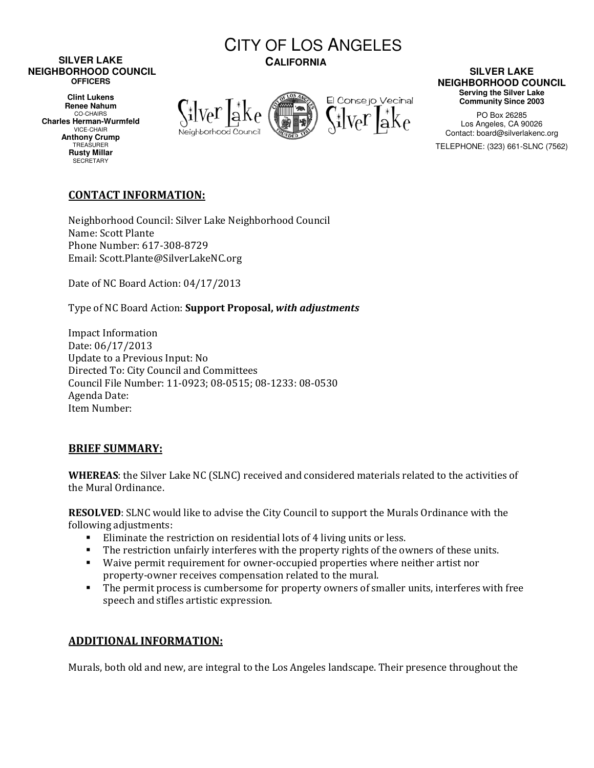# CITY OF LOS ANGELES
**CALIFORNIA**

**SILVER LAKE NEIGHBORHOOD COUNCIL**
**OFFICERS**

**Clint Lukens**
**Renee Nahum**
CO-CHAIRS
**Charles Herman-Wurmfeld**
VICE-CHAIR
**Anthony Crump**
TREASURER
**Rusty Millar**
SECRETARY

Silver Lake Neighborhood Council
El Consejo Vecinal Silver Lake

**SILVER LAKE NEIGHBORHOOD COUNCIL**
**Serving the Silver Lake Community Since 2003**

PO Box 26285
Los Angeles, CA 90026
Contact: board@silverlakenc.org
TELEPHONE: (323) 661-SLNC (7562)

## CONTACT INFORMATION:

Neighborhood Council: Silver Lake Neighborhood Council
Name: Scott Plante
Phone Number: 617-308-8729
Email: Scott.Plante@SilverLakeNC.org

Date of NC Board Action: 04/17/2013

Type of NC Board Action: **Support Proposal, *with adjustments***

Impact Information
Date: 06/17/2013
Update to a Previous Input: No
Directed To: City Council and Committees
Council File Number: 11-0923; 08-0515; 08-1233: 08-0530
Agenda Date:
Item Number:

## BRIEF SUMMARY:

**WHEREAS**: the Silver Lake NC (SLNC) received and considered materials related to the activities of the Mural Ordinance.

**RESOLVED**: SLNC would like to advise the City Council to support the Murals Ordinance with the following adjustments:

- Eliminate the restriction on residential lots of 4 living units or less.
- The restriction unfairly interferes with the property rights of the owners of these units.
- Waive permit requirement for owner-occupied properties where neither artist nor property-owner receives compensation related to the mural.
- The permit process is cumbersome for property owners of smaller units, interferes with free speech and stifles artistic expression.

## ADDITIONAL INFORMATION:

Murals, both old and new, are integral to the Los Angeles landscape. Their presence throughout the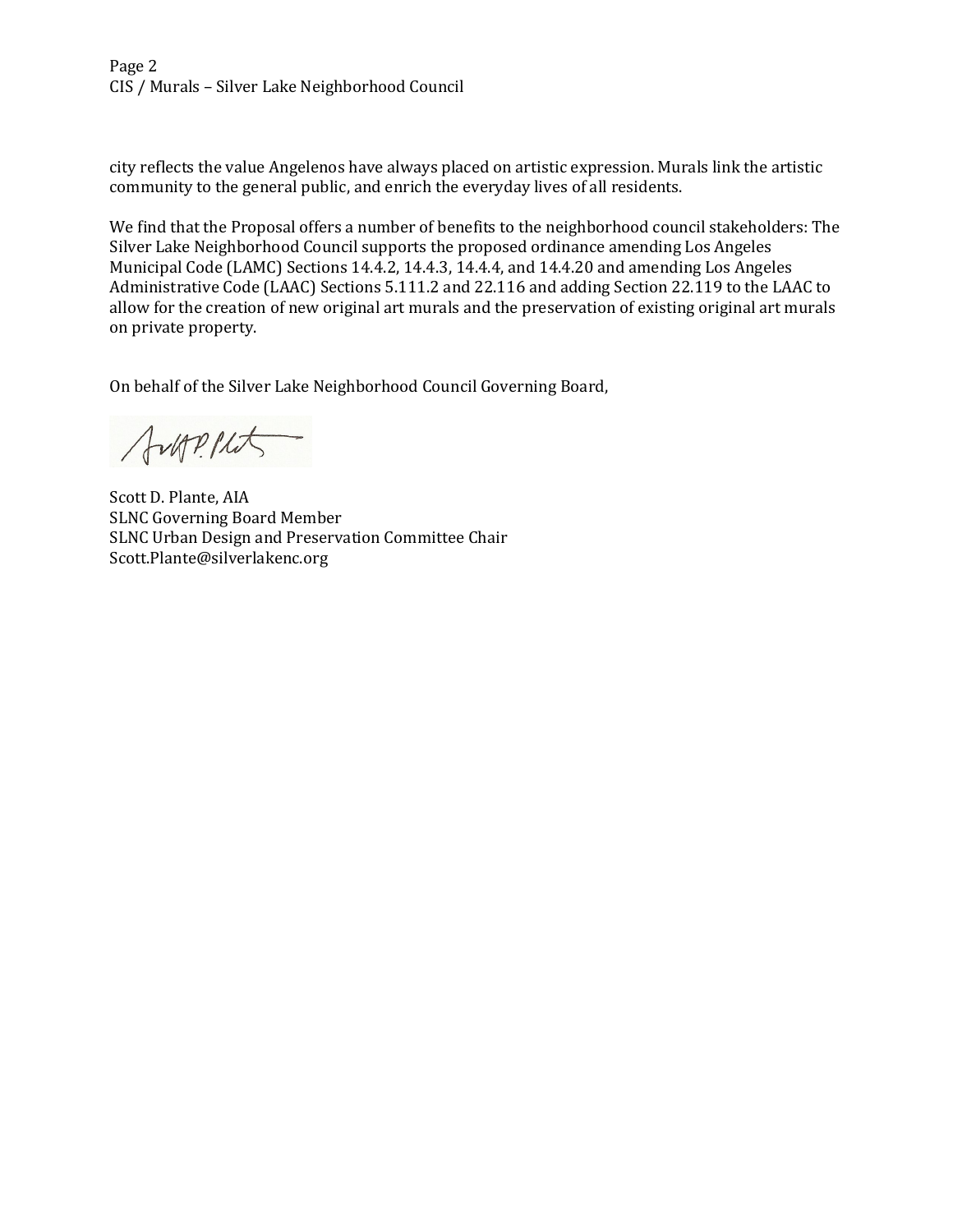city reflects the value Angelenos have always placed on artistic expression. Murals link the artistic community to the general public, and enrich the everyday lives of all residents.

We find that the Proposal offers a number of benefits to the neighborhood council stakeholders: The Silver Lake Neighborhood Council supports the proposed ordinance amending Los Angeles Municipal Code (LAMC) Sections 14.4.2, 14.4.3, 14.4.4, and 14.4.20 and amending Los Angeles Administrative Code (LAAC) Sections 5.111.2 and 22.116 and adding Section 22.119 to the LAAC to allow for the creation of new original art murals and the preservation of existing original art murals on private property.

On behalf of the Silver Lake Neighborhood Council Governing Board,

Scott D. Plante, AIA
SLNC Governing Board Member
SLNC Urban Design and Preservation Committee Chair
Scott.Plante@silverlakenc.org